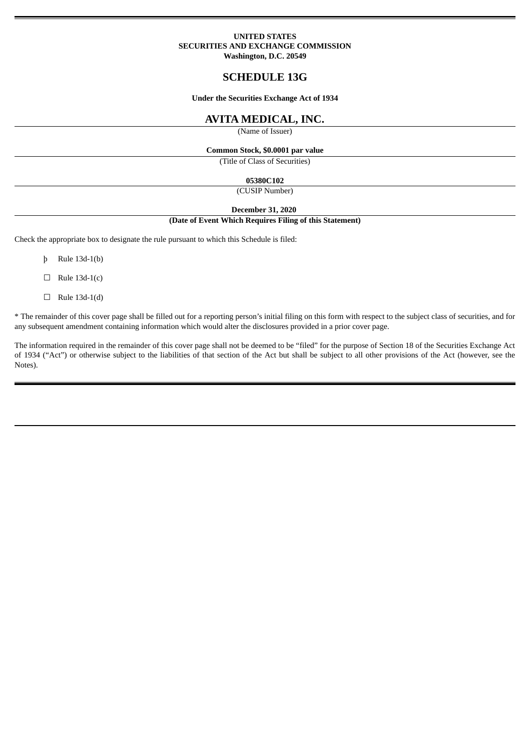**UNITED STATES**
**SECURITIES AND EXCHANGE COMMISSION**
**Washington, D.C. 20549**

# SCHEDULE 13G

**Under the Securities Exchange Act of 1934**

## AVITA MEDICAL, INC.

(Name of Issuer)

**Common Stock, $0.0001 par value**

(Title of Class of Securities)

**05380C102**

(CUSIP Number)

**December 31, 2020**

**(Date of Event Which Requires Filing of this Statement)**

Check the appropriate box to designate the rule pursuant to which this Schedule is filed:

þ Rule 13d-1(b)

☐ Rule 13d-1(c)

☐ Rule 13d-1(d)

* The remainder of this cover page shall be filled out for a reporting person's initial filing on this form with respect to the subject class of securities, and for any subsequent amendment containing information which would alter the disclosures provided in a prior cover page.

The information required in the remainder of this cover page shall not be deemed to be "filed" for the purpose of Section 18 of the Securities Exchange Act of 1934 ("Act") or otherwise subject to the liabilities of that section of the Act but shall be subject to all other provisions of the Act (however, see the Notes).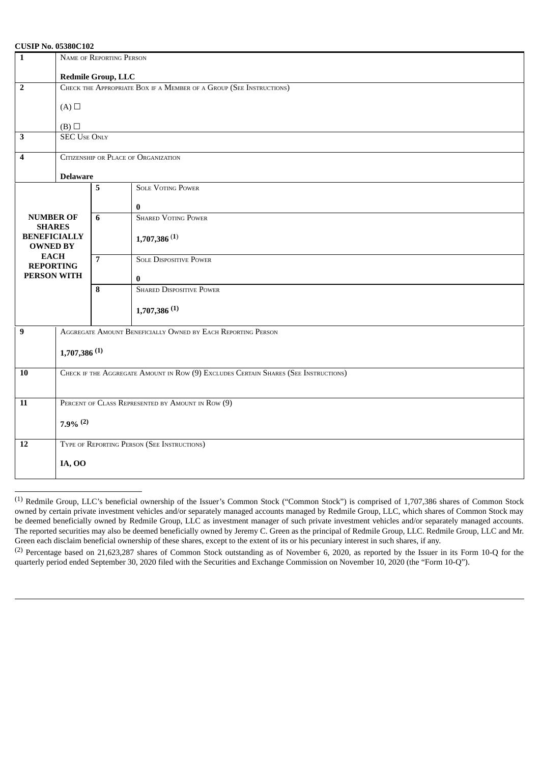**CUSIP No. 05380C102**

| | | | |
|---|---|---|---|
| 1 | NAME OF REPORTING PERSON<br><br>**Redmile Group, LLC** | | |
| 2 | CHECK THE APPROPRIATE BOX IF A MEMBER OF A GROUP (SEE INSTRUCTIONS)<br><br>(A) ☐<br><br>(B) ☐ | | |
| 3 | SEC USE ONLY | | |
| 4 | CITIZENSHIP OR PLACE OF ORGANIZATION<br><br>**Delaware** | | |
| **NUMBER OF SHARES BENEFICIALLY OWNED BY EACH REPORTING PERSON WITH** | 5 | SOLE VOTING POWER<br><br>**0** | |
| | 6 | SHARED VOTING POWER<br><br>**1,707,386** [(1)] | |
| | 7 | SOLE DISPOSITIVE POWER<br><br>**0** | |
| | 8 | SHARED DISPOSITIVE POWER<br><br>**1,707,386** [(1)] | |
| 9 | AGGREGATE AMOUNT BENEFICIALLY OWNED BY EACH REPORTING PERSON<br><br>**1,707,386** [(1)] | | |
| 10 | CHECK IF THE AGGREGATE AMOUNT IN ROW (9) EXCLUDES CERTAIN SHARES (SEE INSTRUCTIONS) | | |
| 11 | PERCENT OF CLASS REPRESENTED BY AMOUNT IN ROW (9)<br><br>**7.9%** [(2)] | | |
| 12 | TYPE OF REPORTING PERSON (SEE INSTRUCTIONS)<br><br>**IA, OO** | | |

[(1)] Redmile Group, LLC's beneficial ownership of the Issuer's Common Stock ("Common Stock") is comprised of 1,707,386 shares of Common Stock owned by certain private investment vehicles and/or separately managed accounts managed by Redmile Group, LLC, which shares of Common Stock may be deemed beneficially owned by Redmile Group, LLC as investment manager of such private investment vehicles and/or separately managed accounts. The reported securities may also be deemed beneficially owned by Jeremy C. Green as the principal of Redmile Group, LLC. Redmile Group, LLC and Mr. Green each disclaim beneficial ownership of these shares, except to the extent of its or his pecuniary interest in such shares, if any.

[(2)] Percentage based on 21,623,287 shares of Common Stock outstanding as of November 6, 2020, as reported by the Issuer in its Form 10-Q for the quarterly period ended September 30, 2020 filed with the Securities and Exchange Commission on November 10, 2020 (the "Form 10-Q").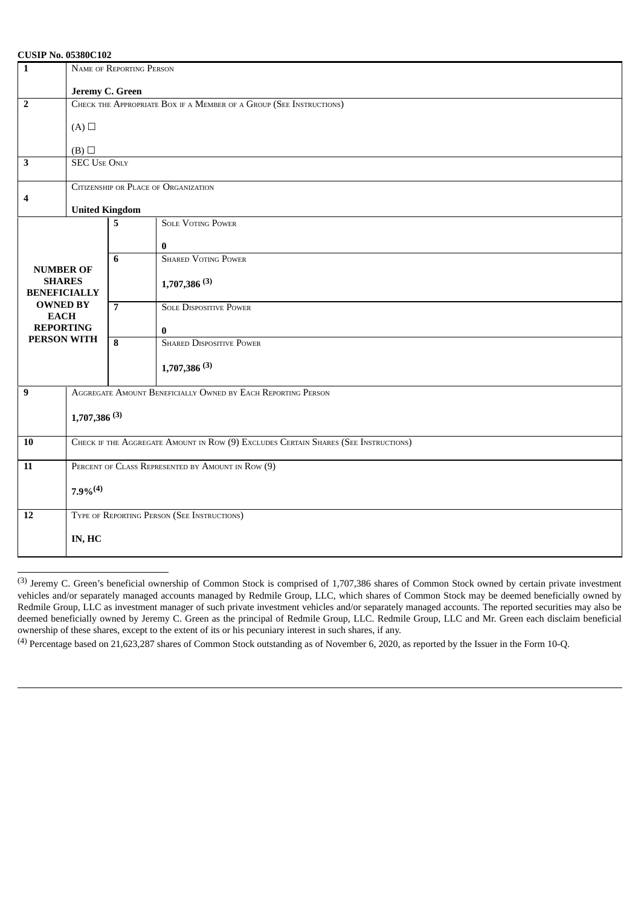**CUSIP No. 05380C102**

| | | | |
|---|---|---|---|
| 1 | NAME OF REPORTING PERSON<br><br>**Jeremy C. Green** | | |
| 2 | CHECK THE APPROPRIATE BOX IF A MEMBER OF A GROUP (SEE INSTRUCTIONS)<br><br>(A) ☐<br><br>(B) ☐ | | |
| 3 | SEC USE ONLY | | |
| 4 | CITIZENSHIP OR PLACE OF ORGANIZATION<br><br>**United Kingdom** | | |
| **NUMBER OF SHARES BENEFICIALLY OWNED BY EACH REPORTING PERSON WITH** | | 5 | SOLE VOTING POWER<br><br>**0** |
| | | 6 | SHARED VOTING POWER<br><br>**1,707,386 (3)** |
| | | 7 | SOLE DISPOSITIVE POWER<br><br>**0** |
| | | 8 | SHARED DISPOSITIVE POWER<br><br>**1,707,386 (3)** |
| 9 | AGGREGATE AMOUNT BENEFICIALLY OWNED BY EACH REPORTING PERSON<br><br>**1,707,386 (3)** | | |
| 10 | CHECK IF THE AGGREGATE AMOUNT IN ROW (9) EXCLUDES CERTAIN SHARES (SEE INSTRUCTIONS) | | |
| 11 | PERCENT OF CLASS REPRESENTED BY AMOUNT IN ROW (9)<br><br>**7.9%(4)** | | |
| 12 | TYPE OF REPORTING PERSON (SEE INSTRUCTIONS)<br><br>**IN, HC** | | |

(3) Jeremy C. Green's beneficial ownership of Common Stock is comprised of 1,707,386 shares of Common Stock owned by certain private investment vehicles and/or separately managed accounts managed by Redmile Group, LLC, which shares of Common Stock may be deemed beneficially owned by Redmile Group, LLC as investment manager of such private investment vehicles and/or separately managed accounts. The reported securities may also be deemed beneficially owned by Jeremy C. Green as the principal of Redmile Group, LLC. Redmile Group, LLC and Mr. Green each disclaim beneficial ownership of these shares, except to the extent of its or his pecuniary interest in such shares, if any.

(4) Percentage based on 21,623,287 shares of Common Stock outstanding as of November 6, 2020, as reported by the Issuer in the Form 10-Q.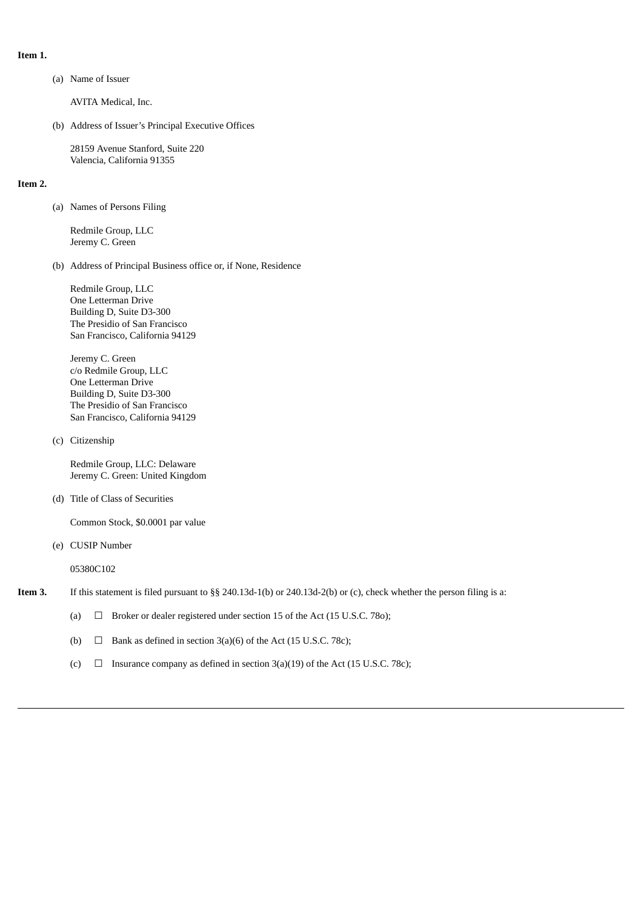**Item 1.**

(a) Name of Issuer

AVITA Medical, Inc.

(b) Address of Issuer's Principal Executive Offices

28159 Avenue Stanford, Suite 220
Valencia, California 91355

**Item 2.**

(a) Names of Persons Filing

Redmile Group, LLC
Jeremy C. Green

(b) Address of Principal Business office or, if None, Residence

Redmile Group, LLC
One Letterman Drive
Building D, Suite D3-300
The Presidio of San Francisco
San Francisco, California 94129

Jeremy C. Green
c/o Redmile Group, LLC
One Letterman Drive
Building D, Suite D3-300
The Presidio of San Francisco
San Francisco, California 94129

(c) Citizenship

Redmile Group, LLC: Delaware
Jeremy C. Green: United Kingdom

(d) Title of Class of Securities

Common Stock, $0.0001 par value

(e) CUSIP Number

05380C102

**Item 3.** If this statement is filed pursuant to §§ 240.13d-1(b) or 240.13d-2(b) or (c), check whether the person filing is a:

(a) ☐ Broker or dealer registered under section 15 of the Act (15 U.S.C. 78o);

(b) ☐ Bank as defined in section 3(a)(6) of the Act (15 U.S.C. 78c);

(c) ☐ Insurance company as defined in section 3(a)(19) of the Act (15 U.S.C. 78c);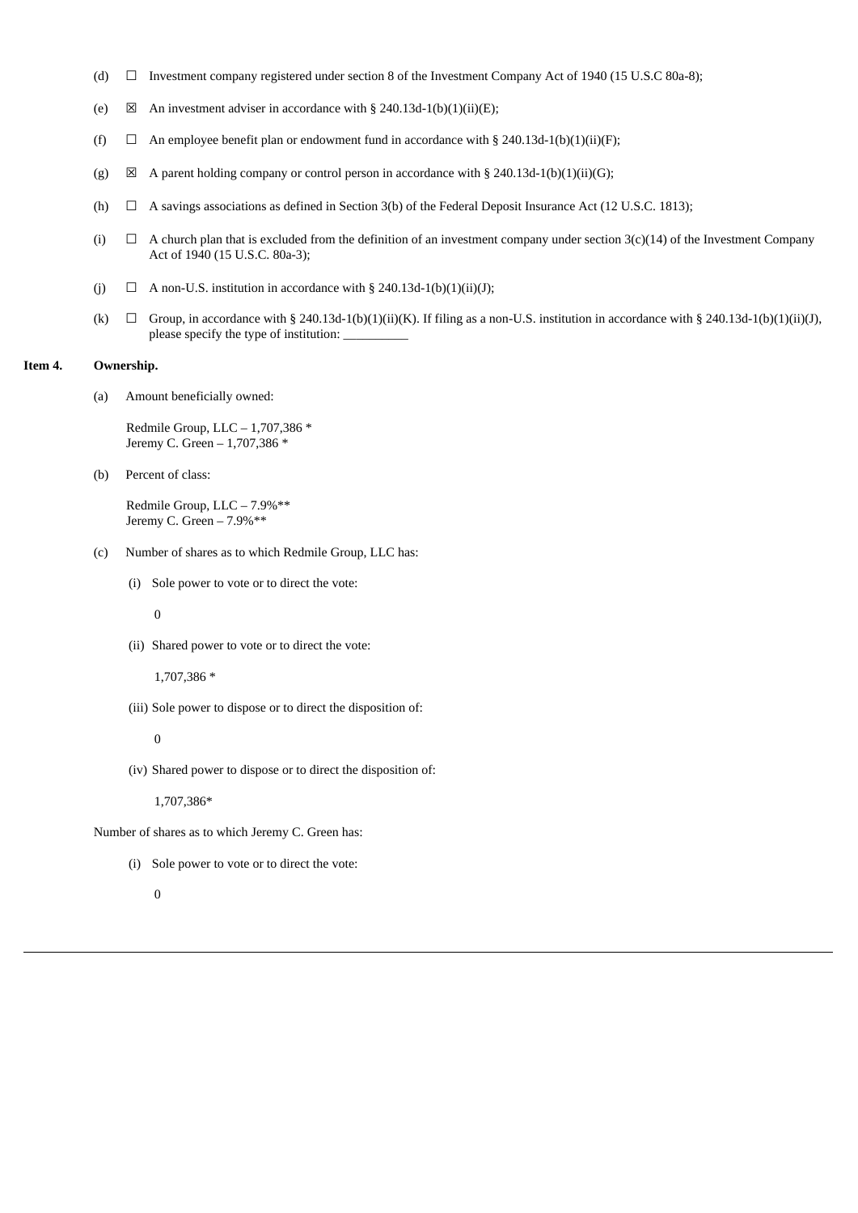(d) ☐ Investment company registered under section 8 of the Investment Company Act of 1940 (15 U.S.C 80a-8);

(e) ☒ An investment adviser in accordance with § 240.13d-1(b)(1)(ii)(E);

(f) ☐ An employee benefit plan or endowment fund in accordance with § 240.13d-1(b)(1)(ii)(F);

(g) ☒ A parent holding company or control person in accordance with § 240.13d-1(b)(1)(ii)(G);

(h) ☐ A savings associations as defined in Section 3(b) of the Federal Deposit Insurance Act (12 U.S.C. 1813);

(i) ☐ A church plan that is excluded from the definition of an investment company under section 3(c)(14) of the Investment Company Act of 1940 (15 U.S.C. 80a-3);

(j) ☐ A non-U.S. institution in accordance with § 240.13d-1(b)(1)(ii)(J);

(k) ☐ Group, in accordance with § 240.13d-1(b)(1)(ii)(K). If filing as a non-U.S. institution in accordance with § 240.13d-1(b)(1)(ii)(J), please specify the type of institution: __________

**Item 4. Ownership.**

(a) Amount beneficially owned:

Redmile Group, LLC – 1,707,386 *
Jeremy C. Green – 1,707,386 *

(b) Percent of class:

Redmile Group, LLC – 7.9%**
Jeremy C. Green – 7.9%**

(c) Number of shares as to which Redmile Group, LLC has:

(i) Sole power to vote or to direct the vote:

0

(ii) Shared power to vote or to direct the vote:

1,707,386 *

(iii) Sole power to dispose or to direct the disposition of:

0

(iv) Shared power to dispose or to direct the disposition of:

1,707,386*

Number of shares as to which Jeremy C. Green has:

(i) Sole power to vote or to direct the vote:

0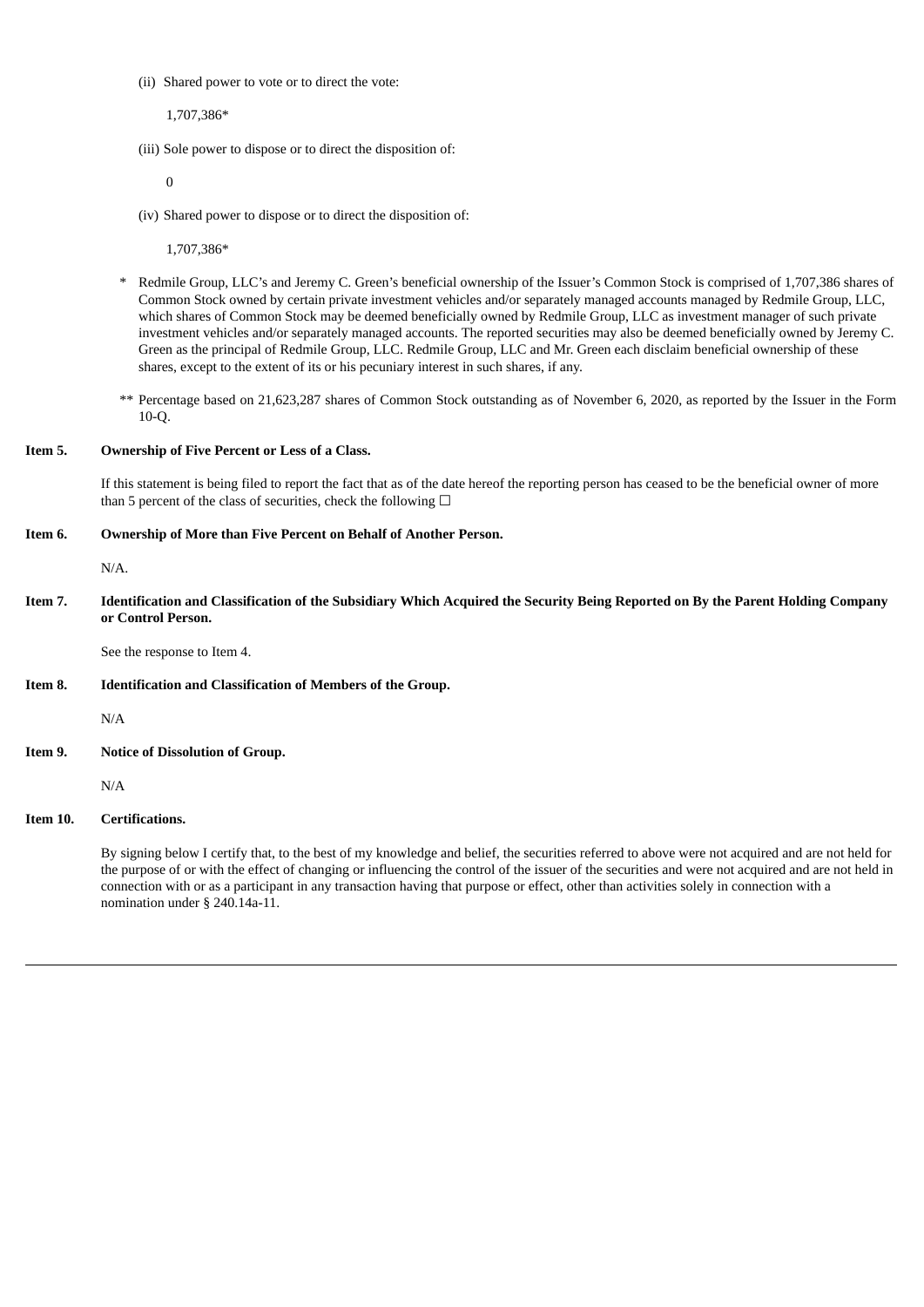(ii) Shared power to vote or to direct the vote:

1,707,386*

(iii) Sole power to dispose or to direct the disposition of:

0

(iv) Shared power to dispose or to direct the disposition of:

1,707,386*

\* Redmile Group, LLC's and Jeremy C. Green's beneficial ownership of the Issuer's Common Stock is comprised of 1,707,386 shares of Common Stock owned by certain private investment vehicles and/or separately managed accounts managed by Redmile Group, LLC, which shares of Common Stock may be deemed beneficially owned by Redmile Group, LLC as investment manager of such private investment vehicles and/or separately managed accounts. The reported securities may also be deemed beneficially owned by Jeremy C. Green as the principal of Redmile Group, LLC. Redmile Group, LLC and Mr. Green each disclaim beneficial ownership of these shares, except to the extent of its or his pecuniary interest in such shares, if any.

\*\* Percentage based on 21,623,287 shares of Common Stock outstanding as of November 6, 2020, as reported by the Issuer in the Form 10-Q.

**Item 5. Ownership of Five Percent or Less of a Class.**

If this statement is being filed to report the fact that as of the date hereof the reporting person has ceased to be the beneficial owner of more than 5 percent of the class of securities, check the following ☐

**Item 6. Ownership of More than Five Percent on Behalf of Another Person.**

N/A.

**Item 7. Identification and Classification of the Subsidiary Which Acquired the Security Being Reported on By the Parent Holding Company or Control Person.**

See the response to Item 4.

**Item 8. Identification and Classification of Members of the Group.**

N/A

**Item 9. Notice of Dissolution of Group.**

N/A

**Item 10. Certifications.**

By signing below I certify that, to the best of my knowledge and belief, the securities referred to above were not acquired and are not held for the purpose of or with the effect of changing or influencing the control of the issuer of the securities and were not acquired and are not held in connection with or as a participant in any transaction having that purpose or effect, other than activities solely in connection with a nomination under § 240.14a-11.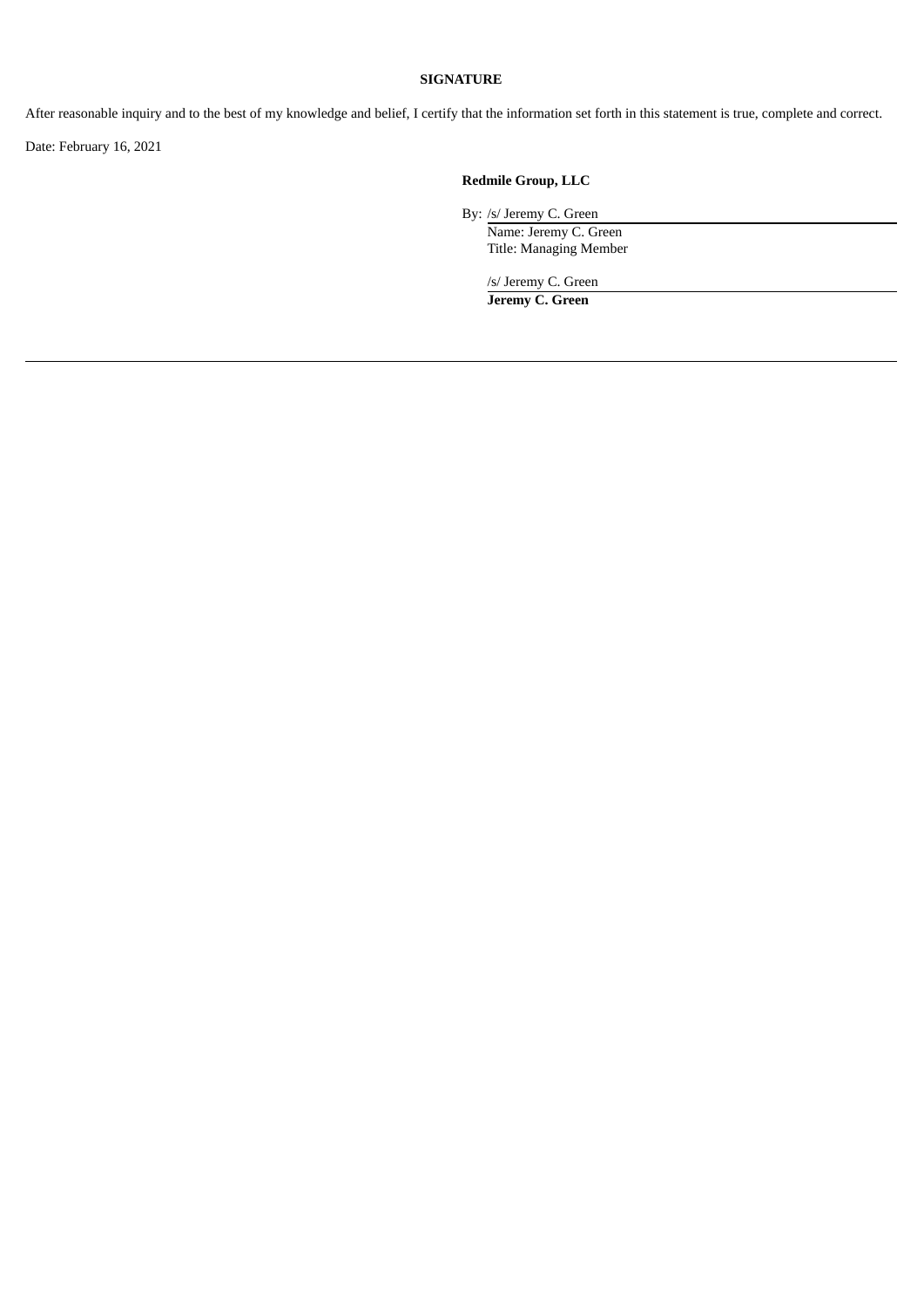**SIGNATURE**

After reasonable inquiry and to the best of my knowledge and belief, I certify that the information set forth in this statement is true, complete and correct.

Date: February 16, 2021

**Redmile Group, LLC**

By: /s/ Jeremy C. Green
Name: Jeremy C. Green
Title: Managing Member

/s/ Jeremy C. Green
**Jeremy C. Green**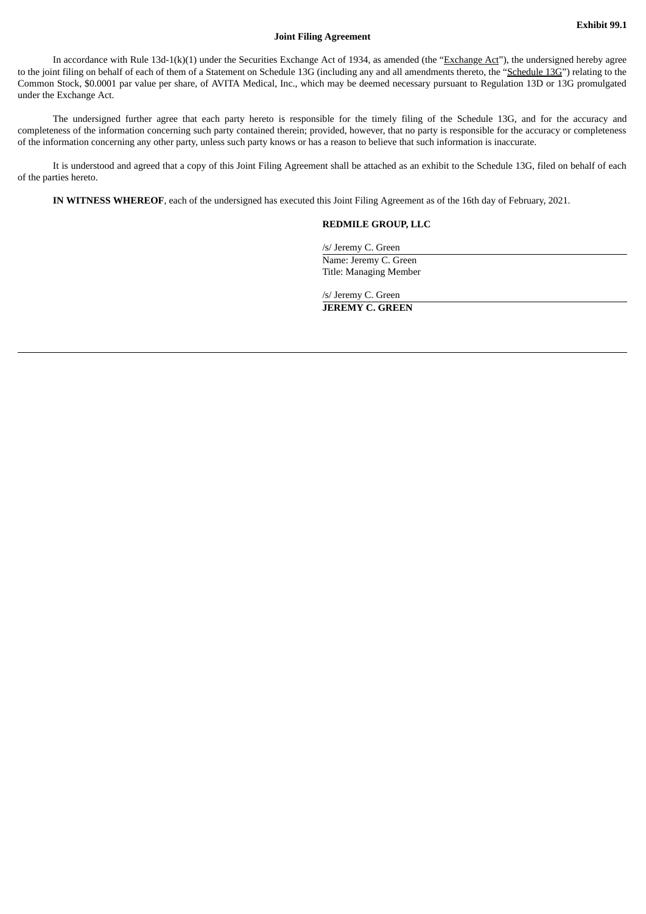**Exhibit 99.1**

**Joint Filing Agreement**

In accordance with Rule 13d-1(k)(1) under the Securities Exchange Act of 1934, as amended (the "Exchange Act"), the undersigned hereby agree to the joint filing on behalf of each of them of a Statement on Schedule 13G (including any and all amendments thereto, the "Schedule 13G") relating to the Common Stock, $0.0001 par value per share, of AVITA Medical, Inc., which may be deemed necessary pursuant to Regulation 13D or 13G promulgated under the Exchange Act.

The undersigned further agree that each party hereto is responsible for the timely filing of the Schedule 13G, and for the accuracy and completeness of the information concerning such party contained therein; provided, however, that no party is responsible for the accuracy or completeness of the information concerning any other party, unless such party knows or has a reason to believe that such information is inaccurate.

It is understood and agreed that a copy of this Joint Filing Agreement shall be attached as an exhibit to the Schedule 13G, filed on behalf of each of the parties hereto.

**IN WITNESS WHEREOF**, each of the undersigned has executed this Joint Filing Agreement as of the 16th day of February, 2021.

**REDMILE GROUP, LLC**

/s/ Jeremy C. Green
Name: Jeremy C. Green
Title: Managing Member

/s/ Jeremy C. Green
**JEREMY C. GREEN**